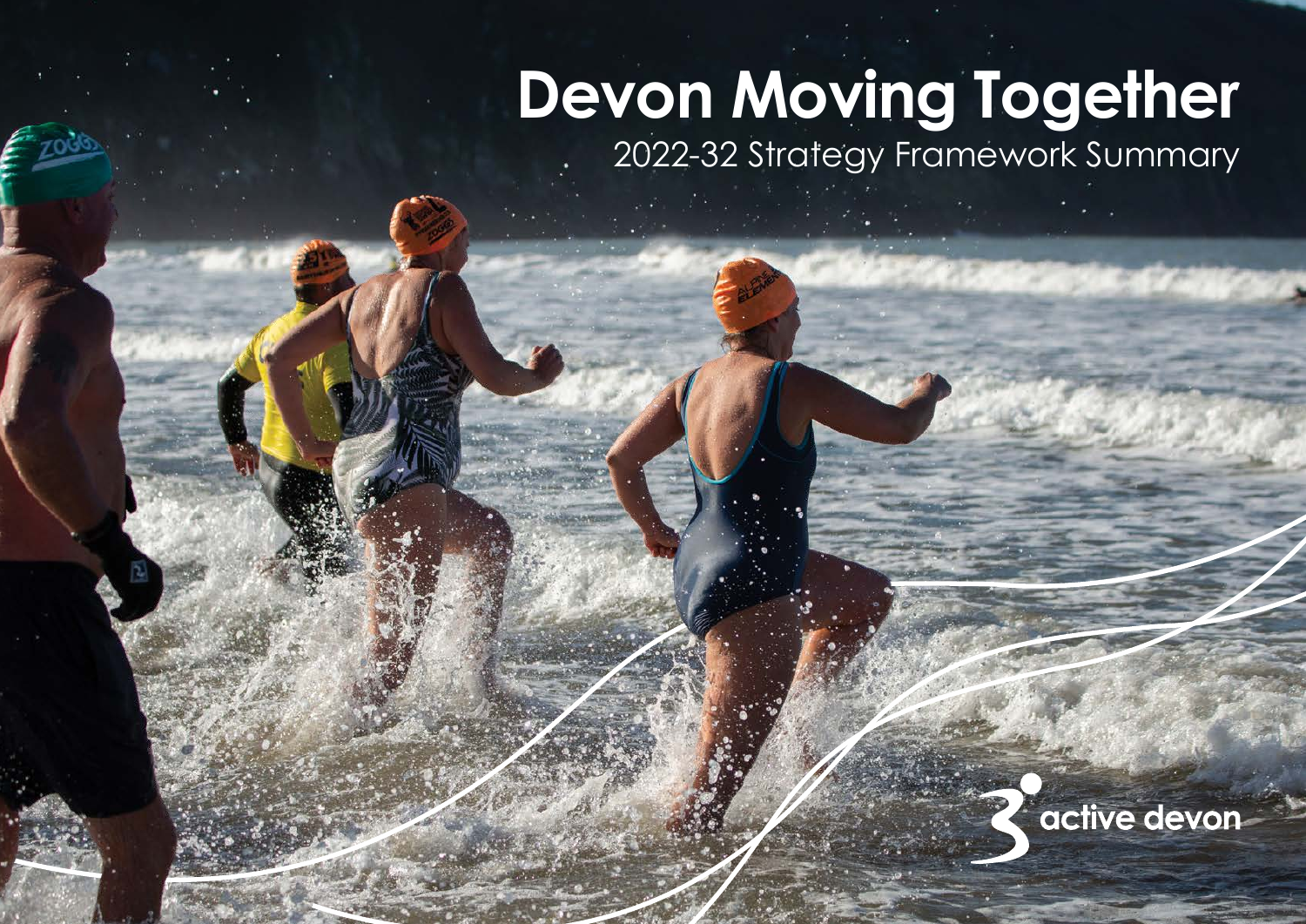# Devon Moving Together

2022-32 Strategy Framework Summary

active devon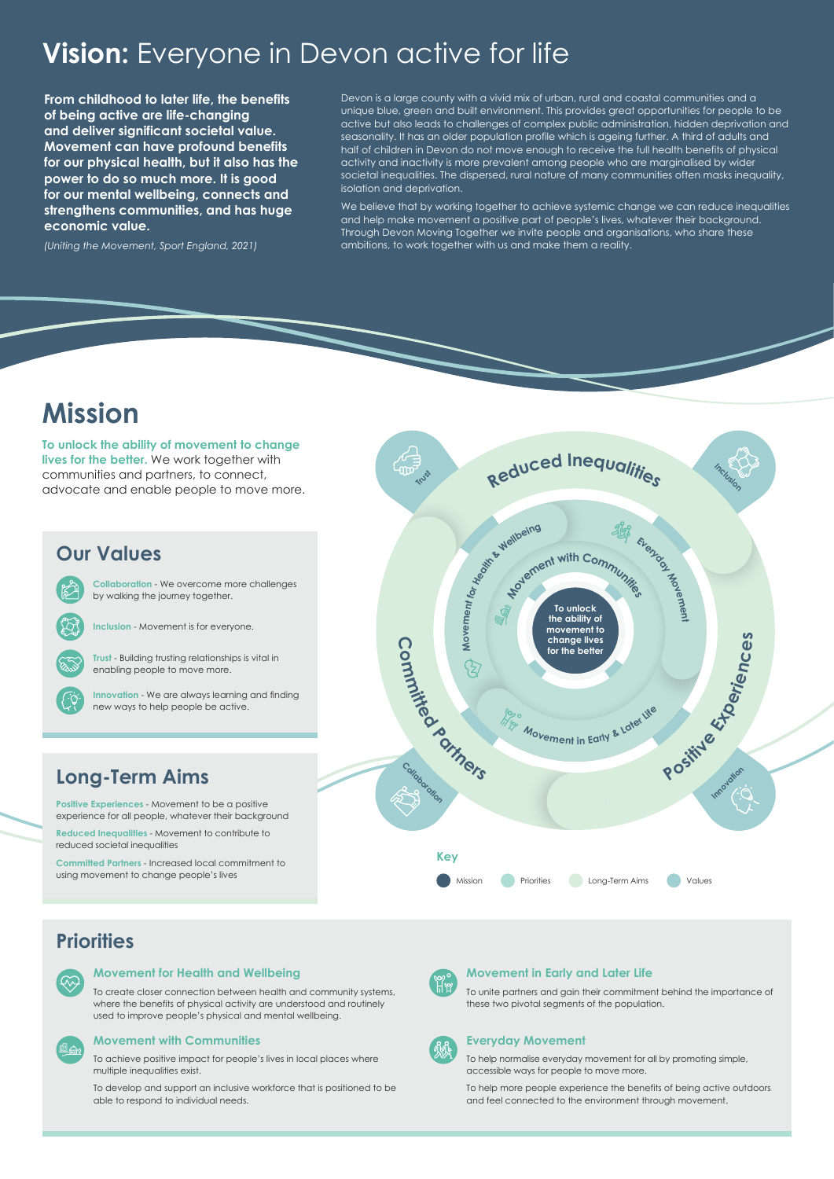# **Vision:** Everyone in Devon active for life

**From childhood to later life, the benefits of being active are life-changing and deliver significant societal value. Movement can have profound benefits for our physical health, but it also has the power to do so much more. It is good for our mental wellbeing, connects and strengthens communities, and has huge economic value.**

*(Uniting the Movement, Sport England, 2021)*

Devon is a large county with a vivid mix of urban, rural and coastal communities and a unique blue, green and built environment. This provides great opportunities for people to be active but also leads to challenges of complex public administration, hidden deprivation and seasonality. It has an older population profile which is ageing further. A third of adults and half of children in Devon do not move enough to receive the full health benefits of physical activity and inactivity is more prevalent among people who are marginalised by wider societal inequalities. The dispersed, rural nature of many communities often masks inequality, isolation and deprivation.

We believe that by working together to achieve systemic change we can reduce inequalities and help make movement a positive part of people's lives, whatever their background. Through Devon Moving Together we invite people and organisations, who share these ambitions, to work together with us and make them a reality.

# Mission

**To unlock the ability of movement to change lives for the better.** We work together with communities and partners, to connect, advocate and enable people to move more.

## Our Values

- **Collaboration** - We overcome more challenges by walking the journey together.
- **Inclusion** - Movement is for everyone.
- **Trust** - Building trusting relationships is vital in enabling people to move more.
- **Innovation** - We are always learning and finding new ways to help people be active.

## Long-Term Aims

**Positive Experiences** - Movement to be a positive experience for all people, whatever their background

**Reduced Inequalities** - Movement to contribute to reduced societal inequalities

**Committed Partners** - Increased local commitment to using movement to change people's lives

To unlock the ability of movement to change lives for the better

Reduced Inequalities · Positive Experiences · Committed Partners

Movement for Health & Wellbeing · Movement with Communities · Everyday Movement · Movement in Early & Later Life

Trust · Inclusion · Innovation · Collaboration

Key: Mission · Priorities · Long-Term Aims · Values

## Priorities

### Movement for Health and Wellbeing

To create closer connection between health and community systems, where the benefits of physical activity are understood and routinely used to improve people's physical and mental wellbeing.

### Movement with Communities

To achieve positive impact for people's lives in local places where multiple inequalities exist.

To develop and support an inclusive workforce that is positioned to be able to respond to individual needs.

### Movement in Early and Later Life

To unite partners and gain their commitment behind the importance of these two pivotal segments of the population.

### Everyday Movement

To help normalise everyday movement for all by promoting simple, accessible ways for people to move more.

To help more people experience the benefits of being active outdoors and feel connected to the environment through movement.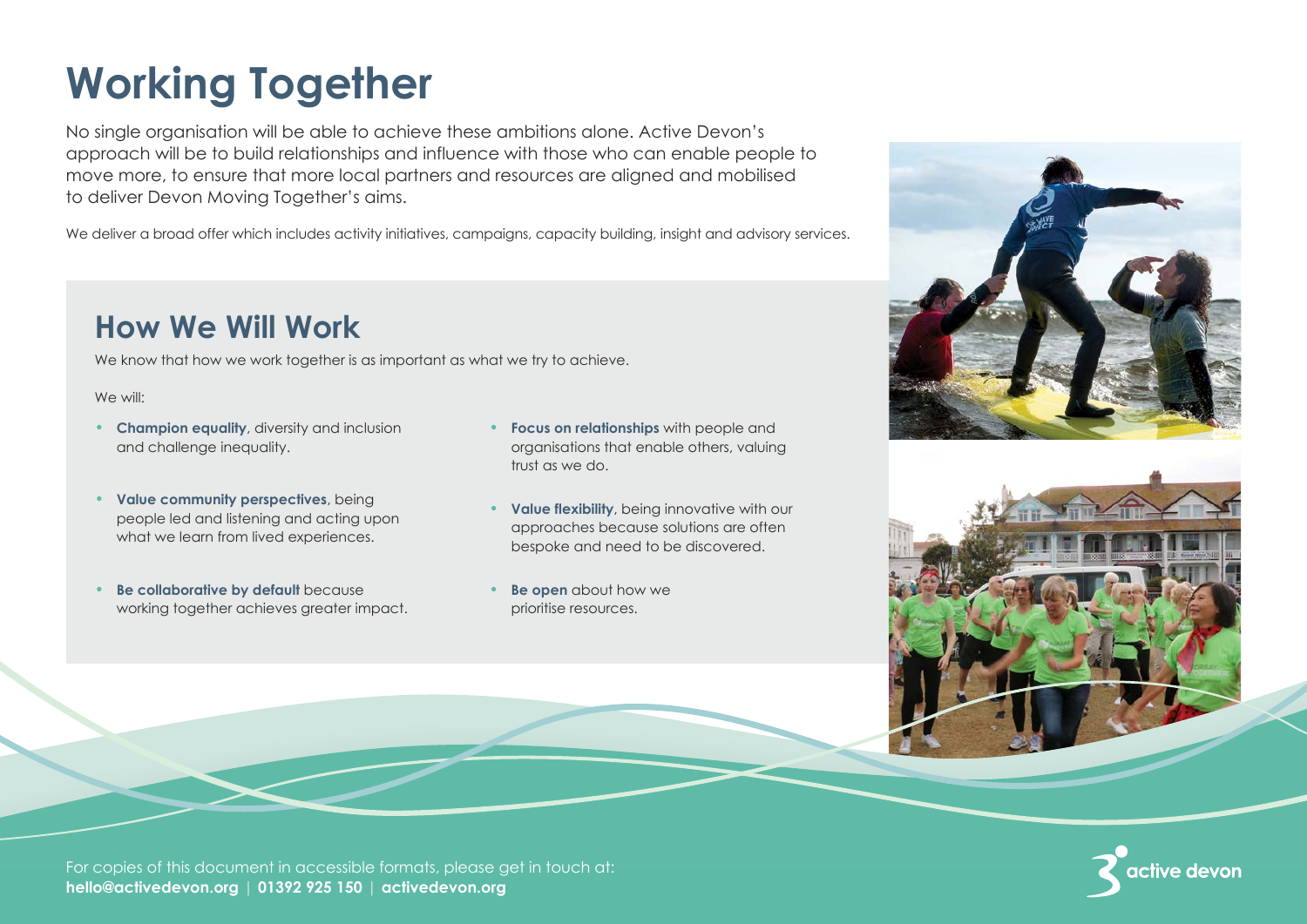# Working Together

No single organisation will be able to achieve these ambitions alone. Active Devon's approach will be to build relationships and influence with those who can enable people to move more, to ensure that more local partners and resources are aligned and mobilised to deliver Devon Moving Together's aims.

We deliver a broad offer which includes activity initiatives, campaigns, capacity building, insight and advisory services.

## How We Will Work

We know that how we work together is as important as what we try to achieve.

We will:

- **Champion equality**, diversity and inclusion and challenge inequality.
- **Value community perspectives**, being people led and listening and acting upon what we learn from lived experiences.
- **Be collaborative by default** because working together achieves greater impact.
- **Focus on relationships** with people and organisations that enable others, valuing trust as we do.
- **Value flexibility**, being innovative with our approaches because solutions are often bespoke and need to be discovered.
- **Be open** about how we prioritise resources.

For copies of this document in accessible formats, please get in touch at:
**hello@activedevon.org** | **01392 925 150** | **activedevon.org**